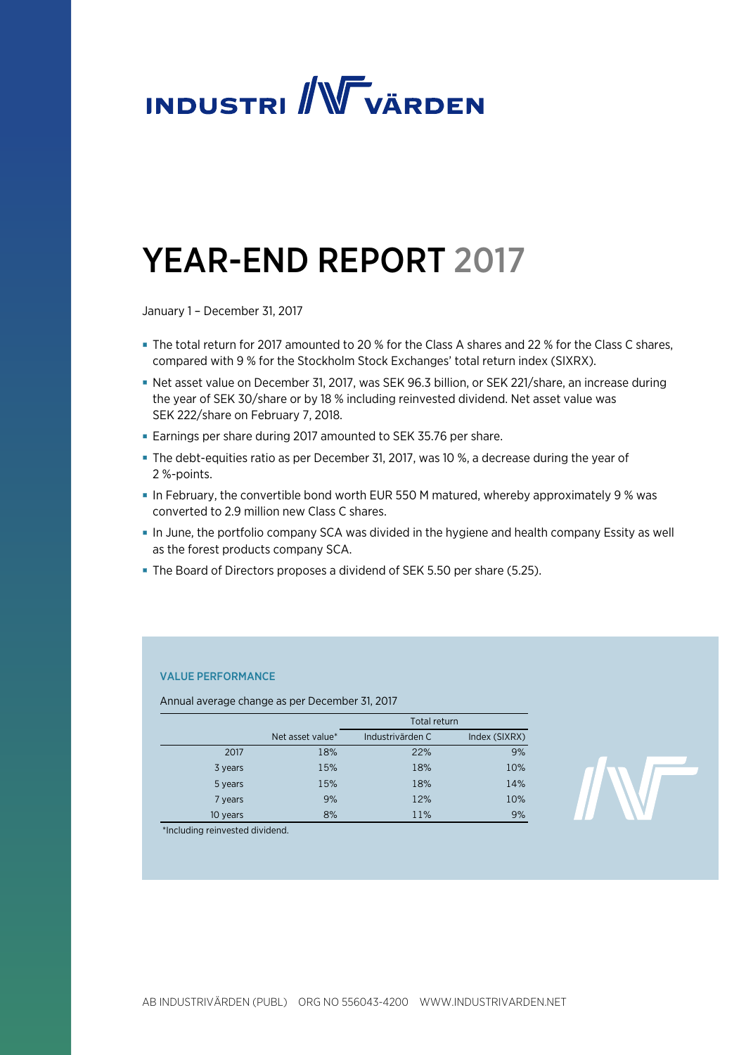# INDUSTRIVÄRDEN

# YEAR-END REPORT 2017

January 1 – December 31, 2017

- The total return for 2017 amounted to 20 % for the Class A shares and 22 % for the Class C shares, compared with 9 % for the Stockholm Stock Exchanges' total return index (SIXRX).
- Net asset value on December 31, 2017, was SEK 96.3 billion, or SEK 221/share, an increase during the year of SEK 30/share or by 18 % including reinvested dividend. Net asset value was SEK 222/share on February 7, 2018.
- Earnings per share during 2017 amounted to SEK 35.76 per share.
- The debt-equities ratio as per December 31, 2017, was 10 %, a decrease during the year of 2 %-points.
- In February, the convertible bond worth EUR 550 M matured, whereby approximately 9 % was converted to 2.9 million new Class C shares.
- In June, the portfolio company SCA was divided in the hygiene and health company Essity as well as the forest products company SCA.
- The Board of Directors proposes a dividend of SEK 5.50 per share (5.25).

### VALUE PERFORMANCE

Annual average change as per December 31, 2017

| | | Total return | |
|---|---|---|---|
| | Net asset value* | Industrivärden C | Index (SIXRX) |
| 2017 | 18% | 22% | 9% |
| 3 years | 15% | 18% | 10% |
| 5 years | 15% | 18% | 14% |
| 7 years | 9% | 12% | 10% |
| 10 years | 8% | 11% | 9% |

*Including reinvested dividend.

AB INDUSTRIVÄRDEN (PUBL) ORG NO 556043-4200 WWW.INDUSTRIVARDEN.NET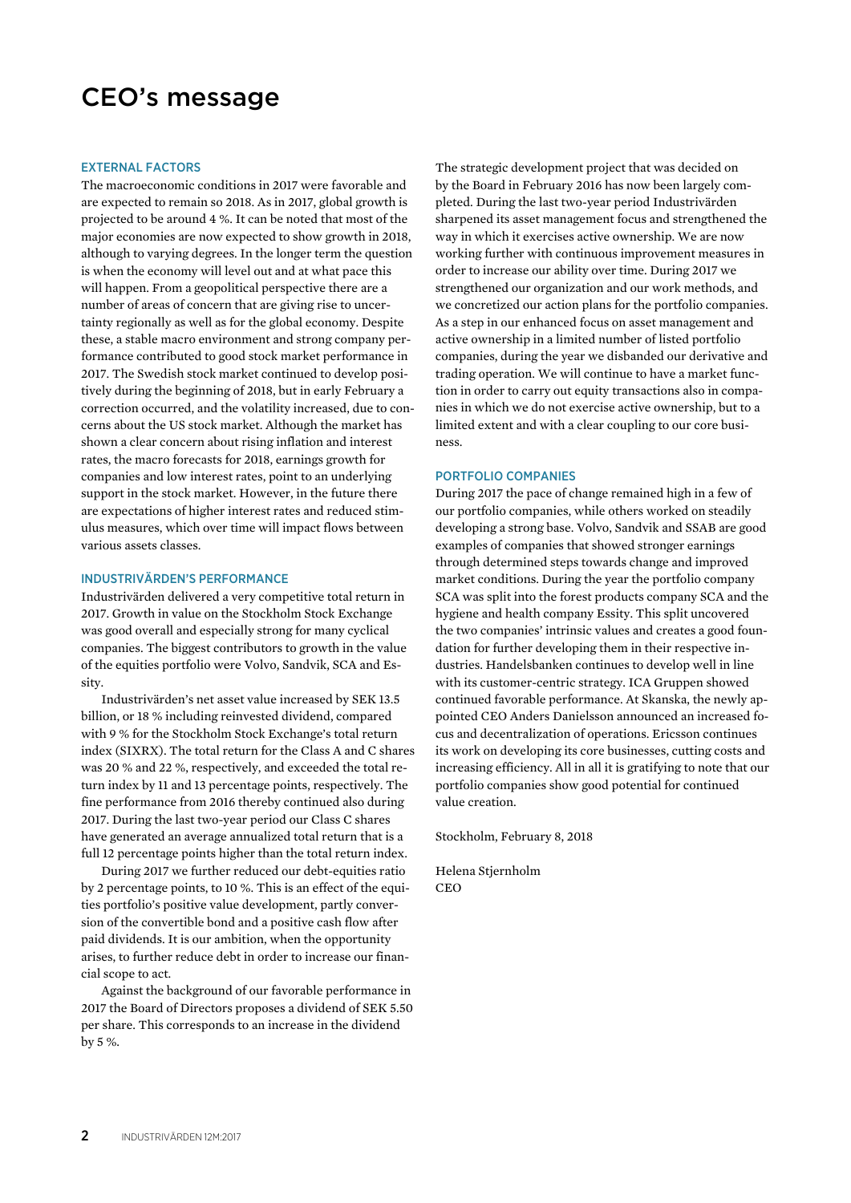# CEO's message

## EXTERNAL FACTORS

The macroeconomic conditions in 2017 were favorable and are expected to remain so 2018. As in 2017, global growth is projected to be around 4 %. It can be noted that most of the major economies are now expected to show growth in 2018, although to varying degrees. In the longer term the question is when the economy will level out and at what pace this will happen. From a geopolitical perspective there are a number of areas of concern that are giving rise to uncertainty regionally as well as for the global economy. Despite these, a stable macro environment and strong company performance contributed to good stock market performance in 2017. The Swedish stock market continued to develop positively during the beginning of 2018, but in early February a correction occurred, and the volatility increased, due to concerns about the US stock market. Although the market has shown a clear concern about rising inflation and interest rates, the macro forecasts for 2018, earnings growth for companies and low interest rates, point to an underlying support in the stock market. However, in the future there are expectations of higher interest rates and reduced stimulus measures, which over time will impact flows between various assets classes.

## INDUSTRIVÄRDEN'S PERFORMANCE

Industrivärden delivered a very competitive total return in 2017. Growth in value on the Stockholm Stock Exchange was good overall and especially strong for many cyclical companies. The biggest contributors to growth in the value of the equities portfolio were Volvo, Sandvik, SCA and Essity.

Industrivärden's net asset value increased by SEK 13.5 billion, or 18 % including reinvested dividend, compared with 9 % for the Stockholm Stock Exchange's total return index (SIXRX). The total return for the Class A and C shares was 20 % and 22 %, respectively, and exceeded the total return index by 11 and 13 percentage points, respectively. The fine performance from 2016 thereby continued also during 2017. During the last two-year period our Class C shares have generated an average annualized total return that is a full 12 percentage points higher than the total return index.

During 2017 we further reduced our debt-equities ratio by 2 percentage points, to 10 %. This is an effect of the equities portfolio's positive value development, partly conversion of the convertible bond and a positive cash flow after paid dividends. It is our ambition, when the opportunity arises, to further reduce debt in order to increase our financial scope to act.

Against the background of our favorable performance in 2017 the Board of Directors proposes a dividend of SEK 5.50 per share. This corresponds to an increase in the dividend by 5 %.

The strategic development project that was decided on by the Board in February 2016 has now been largely completed. During the last two-year period Industrivärden sharpened its asset management focus and strengthened the way in which it exercises active ownership. We are now working further with continuous improvement measures in order to increase our ability over time. During 2017 we strengthened our organization and our work methods, and we concretized our action plans for the portfolio companies. As a step in our enhanced focus on asset management and active ownership in a limited number of listed portfolio companies, during the year we disbanded our derivative and trading operation. We will continue to have a market function in order to carry out equity transactions also in companies in which we do not exercise active ownership, but to a limited extent and with a clear coupling to our core business.

## PORTFOLIO COMPANIES

During 2017 the pace of change remained high in a few of our portfolio companies, while others worked on steadily developing a strong base. Volvo, Sandvik and SSAB are good examples of companies that showed stronger earnings through determined steps towards change and improved market conditions. During the year the portfolio company SCA was split into the forest products company SCA and the hygiene and health company Essity. This split uncovered the two companies' intrinsic values and creates a good foundation for further developing them in their respective industries. Handelsbanken continues to develop well in line with its customer-centric strategy. ICA Gruppen showed continued favorable performance. At Skanska, the newly appointed CEO Anders Danielsson announced an increased focus and decentralization of operations. Ericsson continues its work on developing its core businesses, cutting costs and increasing efficiency. All in all it is gratifying to note that our portfolio companies show good potential for continued value creation.

Stockholm, February 8, 2018

Helena Stjernholm
CEO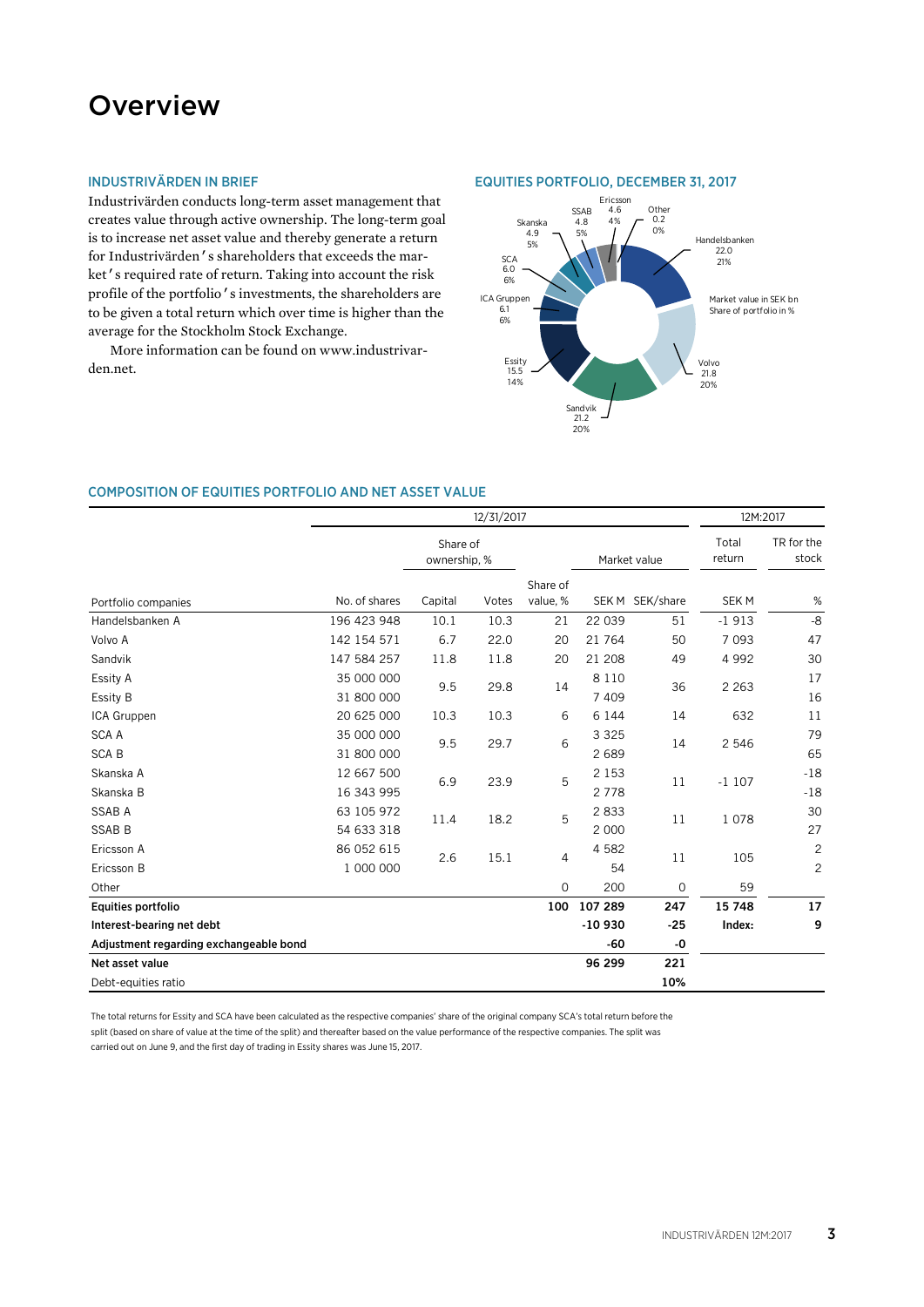# Overview

## INDUSTRIVÄRDEN IN BRIEF

Industrivärden conducts long-term asset management that creates value through active ownership. The long-term goal is to increase net asset value and thereby generate a return for Industrivärden's shareholders that exceeds the market's required rate of return. Taking into account the risk profile of the portfolio's investments, the shareholders are to be given a total return which over time is higher than the average for the Stockholm Stock Exchange.

More information can be found on www.industrivarden.net.

## EQUITIES PORTFOLIO, DECEMBER 31, 2017

Market value in SEK bn
Share of portfolio in %

| Company | Market value, SEK bn | Share of portfolio, % |
|---|---|---|
| Handelsbanken | 22.0 | 21% |
| Volvo | 21.8 | 20% |
| Sandvik | 21.2 | 20% |
| Essity | 15.5 | 14% |
| ICA Gruppen | 6.1 | 6% |
| SCA | 6.0 | 6% |
| Skanska | 4.9 | 5% |
| SSAB | 4.8 | 5% |
| Ericsson | 4.6 | 4% |
| Other | 0.2 | 0% |

## COMPOSITION OF EQUITIES PORTFOLIO AND NET ASSET VALUE

| | 12/31/2017 | | | | | | 12M:2017 | |
|---|---|---|---|---|---|---|---|---|
| | | Share of ownership, % | | | Market value | | Total return | TR for the stock |
| Portfolio companies | No. of shares | Capital | Votes | Share of value, % | SEK M | SEK/share | SEK M | % |
| Handelsbanken A | 196 423 948 | 10.1 | 10.3 | 21 | 22 039 | 51 | -1 913 | -8 |
| Volvo A | 142 154 571 | 6.7 | 22.0 | 20 | 21 764 | 50 | 7 093 | 47 |
| Sandvik | 147 584 257 | 11.8 | 11.8 | 20 | 21 208 | 49 | 4 992 | 30 |
| Essity A | 35 000 000 | 9.5 | 29.8 | 14 | 8 110 | 36 | 2 263 | 17 |
| Essity B | 31 800 000 | | | | 7 409 | | | 16 |
| ICA Gruppen | 20 625 000 | 10.3 | 10.3 | 6 | 6 144 | 14 | 632 | 11 |
| SCA A | 35 000 000 | 9.5 | 29.7 | 6 | 3 325 | 14 | 2 546 | 79 |
| SCA B | 31 800 000 | | | | 2 689 | | | 65 |
| Skanska A | 12 667 500 | 6.9 | 23.9 | 5 | 2 153 | 11 | -1 107 | -18 |
| Skanska B | 16 343 995 | | | | 2 778 | | | -18 |
| SSAB A | 63 105 972 | 11.4 | 18.2 | 5 | 2 833 | 11 | 1 078 | 30 |
| SSAB B | 54 633 318 | | | | 2 000 | | | 27 |
| Ericsson A | 86 052 615 | 2.6 | 15.1 | 4 | 4 582 | 11 | 105 | 2 |
| Ericsson B | 1 000 000 | | | | 54 | | | 2 |
| Other | | | | 0 | 200 | 0 | 59 | |
| **Equities portfolio** | | | | **100** | **107 289** | **247** | **15 748** | **17** |
| **Interest-bearing net debt** | | | | | **-10 930** | **-25** | **Index:** | **9** |
| **Adjustment regarding exchangeable bond** | | | | | **-60** | **-0** | | |
| **Net asset value** | | | | | **96 299** | **221** | | |
| Debt-equities ratio | | | | | | **10%** | | |

The total returns for Essity and SCA have been calculated as the respective companies' share of the original company SCA's total return before the split (based on share of value at the time of the split) and thereafter based on the value performance of the respective companies. The split was carried out on June 9, and the first day of trading in Essity shares was June 15, 2017.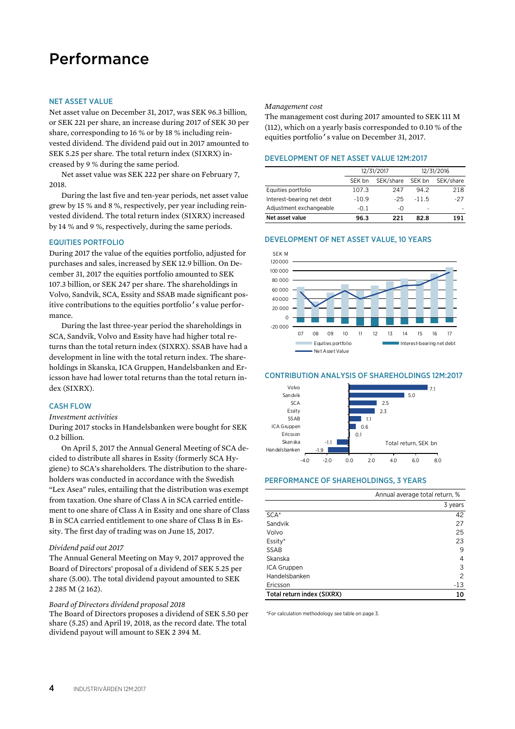# Performance

## NET ASSET VALUE

Net asset value on December 31, 2017, was SEK 96.3 billion, or SEK 221 per share, an increase during 2017 of SEK 30 per share, corresponding to 16 % or by 18 % including reinvested dividend. The dividend paid out in 2017 amounted to SEK 5.25 per share. The total return index (SIXRX) increased by 9 % during the same period.

Net asset value was SEK 222 per share on February 7, 2018.

During the last five and ten-year periods, net asset value grew by 15 % and 8 %, respectively, per year including reinvested dividend. The total return index (SIXRX) increased by 14 % and 9 %, respectively, during the same periods.

## EQUITIES PORTFOLIO

During 2017 the value of the equities portfolio, adjusted for purchases and sales, increased by SEK 12.9 billion. On December 31, 2017 the equities portfolio amounted to SEK 107.3 billion, or SEK 247 per share. The shareholdings in Volvo, Sandvik, SCA, Essity and SSAB made significant positive contributions to the equities portfolio's value performance.

During the last three-year period the shareholdings in SCA, Sandvik, Volvo and Essity have had higher total returns than the total return index (SIXRX). SSAB have had a development in line with the total return index. The shareholdings in Skanska, ICA Gruppen, Handelsbanken and Ericsson have had lower total returns than the total return index (SIXRX).

## CASH FLOW

*Investment activities*

During 2017 stocks in Handelsbanken were bought for SEK 0.2 billion.

On April 5, 2017 the Annual General Meeting of SCA decided to distribute all shares in Essity (formerly SCA Hygiene) to SCA's shareholders. The distribution to the shareholders was conducted in accordance with the Swedish "Lex Asea" rules, entailing that the distribution was exempt from taxation. One share of Class A in SCA carried entitlement to one share of Class A in Essity and one share of Class B in SCA carried entitlement to one share of Class B in Essity. The first day of trading was on June 15, 2017.

*Dividend paid out 2017*

The Annual General Meeting on May 9, 2017 approved the Board of Directors' proposal of a dividend of SEK 5.25 per share (5.00). The total dividend payout amounted to SEK 2 285 M (2 162).

*Board of Directors dividend proposal 2018*

The Board of Directors proposes a dividend of SEK 5.50 per share (5.25) and April 19, 2018, as the record date. The total dividend payout will amount to SEK 2 394 M.

*Management cost*

The management cost during 2017 amounted to SEK 111 M (112), which on a yearly basis corresponded to 0.10 % of the equities portfolio's value on December 31, 2017.

## DEVELOPMENT OF NET ASSET VALUE 12M:2017

| | 12/31/2017 | | 12/31/2016 | |
|---|---|---|---|---|
| | SEK bn | SEK/share | SEK bn | SEK/share |
| Equities portfolio | 107.3 | 247 | 94.2 | 218 |
| Interest-bearing net debt | -10.9 | -25 | -11.5 | -27 |
| Adjustment exchangeable | -0.1 | -0 | - | - |
| **Net asset value** | **96.3** | **221** | **82.8** | **191** |

## DEVELOPMENT OF NET ASSET VALUE, 10 YEARS

## CONTRIBUTION ANALYSIS OF SHAREHOLDINGS 12M:2017

| Shareholding | Total return, SEK bn |
|---|---|
| Volvo | 7.1 |
| Sandvik | 5.0 |
| SCA | 2.5 |
| Essity | 2.3 |
| SSAB | 1.1 |
| ICA Gruppen | 0.6 |
| Ericsson | 0.1 |
| Skanska | -1.1 |
| Handelsbanken | -1.9 |

## PERFORMANCE OF SHAREHOLDINGS, 3 YEARS

| | Annual average total return, % |
|---|---|
| | 3 years |
| SCA* | 42 |
| Sandvik | 27 |
| Volvo | 25 |
| Essity* | 23 |
| SSAB | 9 |
| Skanska | 4 |
| ICA Gruppen | 3 |
| Handelsbanken | 2 |
| Ericsson | -13 |
| **Total return index (SIXRX)** | **10** |

*For calculation methodology see table on page 3.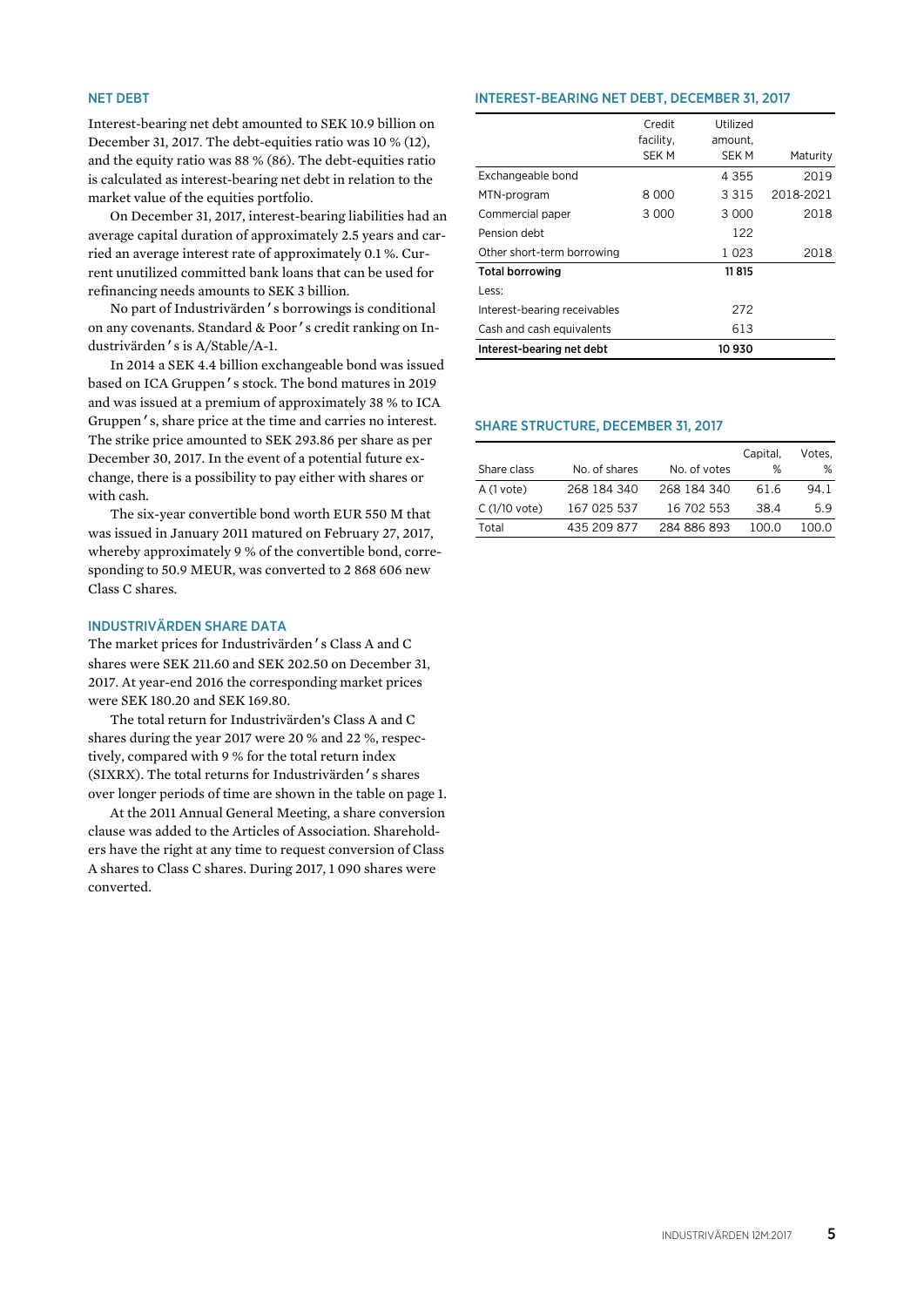## NET DEBT

Interest-bearing net debt amounted to SEK 10.9 billion on December 31, 2017. The debt-equities ratio was 10 % (12), and the equity ratio was 88 % (86). The debt-equities ratio is calculated as interest-bearing net debt in relation to the market value of the equities portfolio.

On December 31, 2017, interest-bearing liabilities had an average capital duration of approximately 2.5 years and carried an average interest rate of approximately 0.1 %. Current unutilized committed bank loans that can be used for refinancing needs amounts to SEK 3 billion.

No part of Industrivärden's borrowings is conditional on any covenants. Standard & Poor's credit ranking on Industrivärden's is A/Stable/A-1.

In 2014 a SEK 4.4 billion exchangeable bond was issued based on ICA Gruppen's stock. The bond matures in 2019 and was issued at a premium of approximately 38 % to ICA Gruppen's, share price at the time and carries no interest. The strike price amounted to SEK 293.86 per share as per December 30, 2017. In the event of a potential future exchange, there is a possibility to pay either with shares or with cash.

The six-year convertible bond worth EUR 550 M that was issued in January 2011 matured on February 27, 2017, whereby approximately 9 % of the convertible bond, corresponding to 50.9 MEUR, was converted to 2 868 606 new Class C shares.

## INDUSTRIVÄRDEN SHARE DATA

The market prices for Industrivärden's Class A and C shares were SEK 211.60 and SEK 202.50 on December 31, 2017. At year-end 2016 the corresponding market prices were SEK 180.20 and SEK 169.80.

The total return for Industrivärden's Class A and C shares during the year 2017 were 20 % and 22 %, respectively, compared with 9 % for the total return index (SIXRX). The total returns for Industrivärden's shares over longer periods of time are shown in the table on page 1.

At the 2011 Annual General Meeting, a share conversion clause was added to the Articles of Association. Shareholders have the right at any time to request conversion of Class A shares to Class C shares. During 2017, 1 090 shares were converted.

## INTEREST-BEARING NET DEBT, DECEMBER 31, 2017

| | Credit facility, SEK M | Utilized amount, SEK M | Maturity |
|---|---|---|---|
| Exchangeable bond | | 4 355 | 2019 |
| MTN-program | 8 000 | 3 315 | 2018-2021 |
| Commercial paper | 3 000 | 3 000 | 2018 |
| Pension debt | | 122 | |
| Other short-term borrowing | | 1 023 | 2018 |
| **Total borrowing** | | **11 815** | |
| Less: | | | |
| Interest-bearing receivables | | 272 | |
| Cash and cash equivalents | | 613 | |
| **Interest-bearing net debt** | | **10 930** | |

## SHARE STRUCTURE, DECEMBER 31, 2017

| Share class | No. of shares | No. of votes | Capital, % | Votes, % |
|---|---|---|---|---|
| A (1 vote) | 268 184 340 | 268 184 340 | 61.6 | 94.1 |
| C (1/10 vote) | 167 025 537 | 16 702 553 | 38.4 | 5.9 |
| Total | 435 209 877 | 284 886 893 | 100.0 | 100.0 |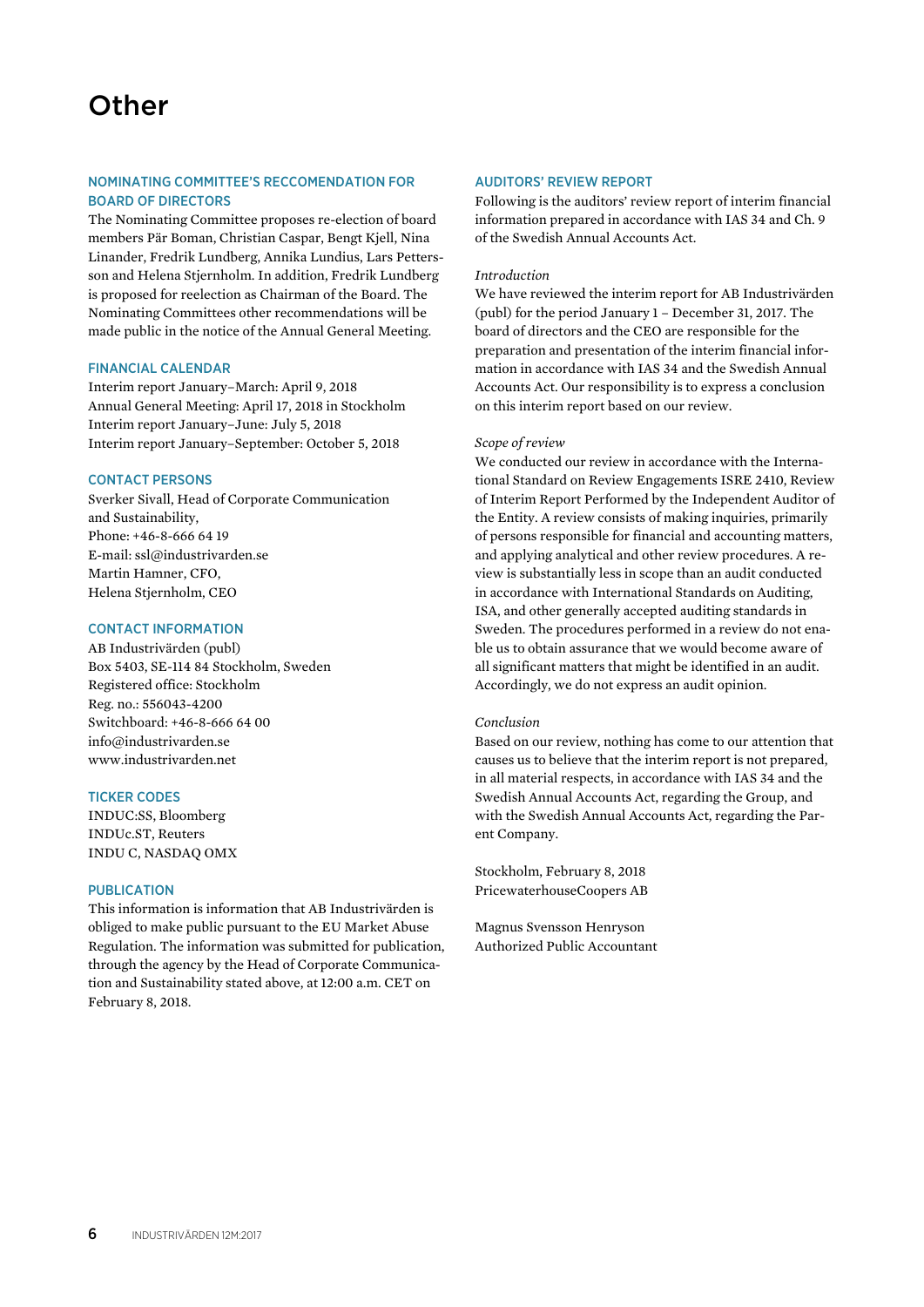# Other

## NOMINATING COMMITTEE'S RECCOMENDATION FOR BOARD OF DIRECTORS

The Nominating Committee proposes re-election of board members Pär Boman, Christian Caspar, Bengt Kjell, Nina Linander, Fredrik Lundberg, Annika Lundius, Lars Pettersson and Helena Stjernholm. In addition, Fredrik Lundberg is proposed for reelection as Chairman of the Board. The Nominating Committees other recommendations will be made public in the notice of the Annual General Meeting.

## FINANCIAL CALENDAR

Interim report January–March: April 9, 2018
Annual General Meeting: April 17, 2018 in Stockholm
Interim report January–June: July 5, 2018
Interim report January–September: October 5, 2018

## CONTACT PERSONS

Sverker Sivall, Head of Corporate Communication and Sustainability,
Phone: +46-8-666 64 19
E-mail: ssl@industrivarden.se
Martin Hamner, CFO,
Helena Stjernholm, CEO

## CONTACT INFORMATION

AB Industrivärden (publ)
Box 5403, SE-114 84 Stockholm, Sweden
Registered office: Stockholm
Reg. no.: 556043-4200
Switchboard: +46-8-666 64 00
info@industrivarden.se
www.industrivarden.net

## TICKER CODES

INDUC:SS, Bloomberg
INDUc.ST, Reuters
INDU C, NASDAQ OMX

## PUBLICATION

This information is information that AB Industrivärden is obliged to make public pursuant to the EU Market Abuse Regulation. The information was submitted for publication, through the agency by the Head of Corporate Communication and Sustainability stated above, at 12:00 a.m. CET on February 8, 2018.

## AUDITORS' REVIEW REPORT

Following is the auditors' review report of interim financial information prepared in accordance with IAS 34 and Ch. 9 of the Swedish Annual Accounts Act.

*Introduction*

We have reviewed the interim report for AB Industrivärden (publ) for the period January 1 – December 31, 2017. The board of directors and the CEO are responsible for the preparation and presentation of the interim financial information in accordance with IAS 34 and the Swedish Annual Accounts Act. Our responsibility is to express a conclusion on this interim report based on our review.

*Scope of review*

We conducted our review in accordance with the International Standard on Review Engagements ISRE 2410, Review of Interim Report Performed by the Independent Auditor of the Entity. A review consists of making inquiries, primarily of persons responsible for financial and accounting matters, and applying analytical and other review procedures. A review is substantially less in scope than an audit conducted in accordance with International Standards on Auditing, ISA, and other generally accepted auditing standards in Sweden. The procedures performed in a review do not enable us to obtain assurance that we would become aware of all significant matters that might be identified in an audit. Accordingly, we do not express an audit opinion.

*Conclusion*

Based on our review, nothing has come to our attention that causes us to believe that the interim report is not prepared, in all material respects, in accordance with IAS 34 and the Swedish Annual Accounts Act, regarding the Group, and with the Swedish Annual Accounts Act, regarding the Parent Company.

Stockholm, February 8, 2018
PricewaterhouseCoopers AB

Magnus Svensson Henryson
Authorized Public Accountant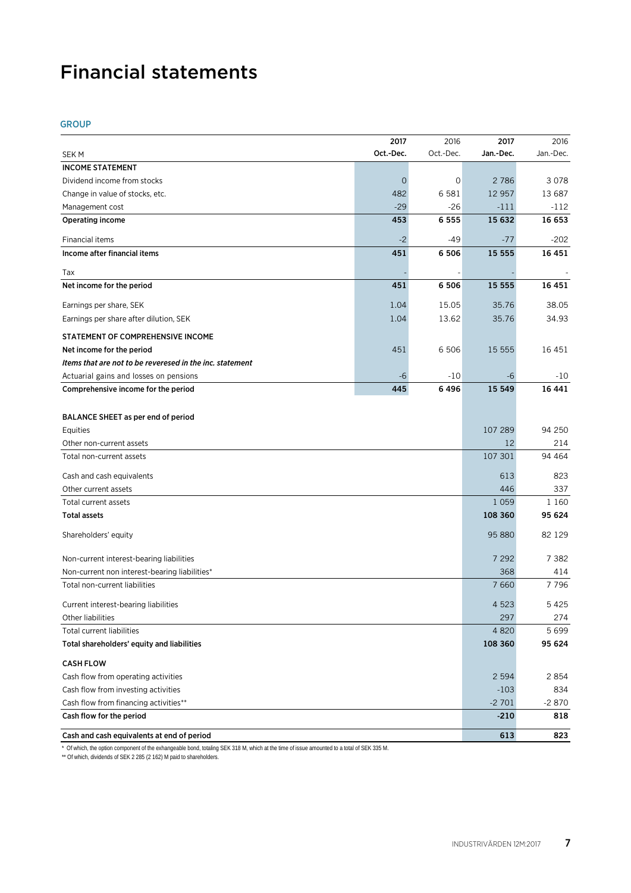# Financial statements

## GROUP

| SEK M | 2017 Oct.-Dec. | 2016 Oct.-Dec. | 2017 Jan.-Dec. | 2016 Jan.-Dec. |
|---|---|---|---|---|
| **INCOME STATEMENT** | | | | |
| Dividend income from stocks | 0 | 0 | 2 786 | 3 078 |
| Change in value of stocks, etc. | 482 | 6 581 | 12 957 | 13 687 |
| Management cost | -29 | -26 | -111 | -112 |
| **Operating income** | **453** | **6 555** | **15 632** | **16 653** |
| Financial items | -2 | -49 | -77 | -202 |
| **Income after financial items** | **451** | **6 506** | **15 555** | **16 451** |
| Tax | - | - | - | - |
| **Net income for the period** | **451** | **6 506** | **15 555** | **16 451** |
| Earnings per share, SEK | 1.04 | 15.05 | 35.76 | 38.05 |
| Earnings per share after dilution, SEK | 1.04 | 13.62 | 35.76 | 34.93 |
| **STATEMENT OF COMPREHENSIVE INCOME** | | | | |
| **Net income for the period** | 451 | 6 506 | 15 555 | 16 451 |
| ***Items that are not to be revereseed in the inc. statement*** | | | | |
| Actuarial gains and losses on pensions | -6 | -10 | -6 | -10 |
| **Comprehensive income for the period** | **445** | **6 496** | **15 549** | **16 441** |
| | | | | |
| **BALANCE SHEET as per end of period** | | | | |
| Equities | | | 107 289 | 94 250 |
| Other non-current assets | | | 12 | 214 |
| Total non-current assets | | | 107 301 | 94 464 |
| Cash and cash equivalents | | | 613 | 823 |
| Other current assets | | | 446 | 337 |
| Total current assets | | | 1 059 | 1 160 |
| **Total assets** | | | **108 360** | **95 624** |
| Shareholders' equity | | | 95 880 | 82 129 |
| Non-current interest-bearing liabilities | | | 7 292 | 7 382 |
| Non-current non interest-bearing liabilities* | | | 368 | 414 |
| Total non-current liabilities | | | 7 660 | 7 796 |
| Current interest-bearing liabilities | | | 4 523 | 5 425 |
| Other liabilities | | | 297 | 274 |
| Total current liabilities | | | 4 820 | 5 699 |
| **Total shareholders' equity and liabilities** | | | **108 360** | **95 624** |
| **CASH FLOW** | | | | |
| Cash flow from operating activities | | | 2 594 | 2 854 |
| Cash flow from investing activities | | | -103 | 834 |
| Cash flow from financing activities** | | | -2 701 | -2 870 |
| **Cash flow for the period** | | | **-210** | **818** |
| **Cash and cash equivalents at end of period** | | | **613** | **823** |

* Of which, the option component of the exhangeable bond, totaling SEK 318 M, which at the time of issue amounted to a total of SEK 335 M.

** Of which, dividends of SEK 2 285 (2 162) M paid to shareholders.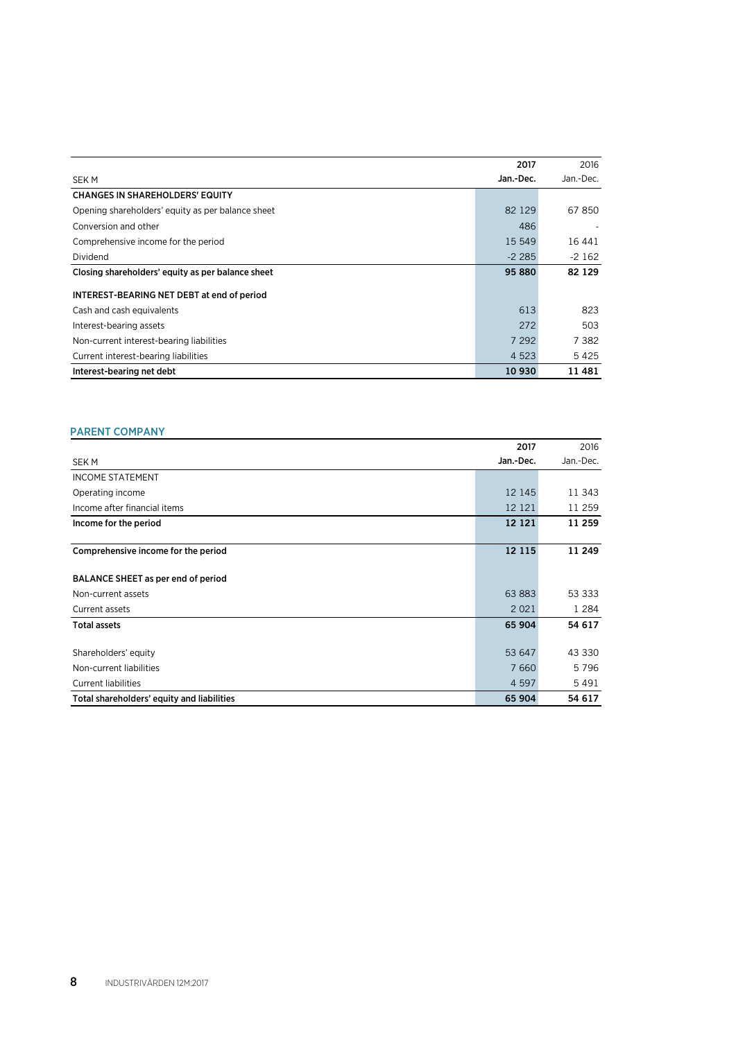| SEK M | 2017<br>Jan.-Dec. | 2016<br>Jan.-Dec. |
|---|---|---|
| **CHANGES IN SHAREHOLDERS' EQUITY** | | |
| Opening shareholders' equity as per balance sheet | 82 129 | 67 850 |
| Conversion and other | 486 | - |
| Comprehensive income for the period | 15 549 | 16 441 |
| Dividend | -2 285 | -2 162 |
| **Closing shareholders' equity as per balance sheet** | **95 880** | **82 129** |
| | | |
| **INTEREST-BEARING NET DEBT at end of period** | | |
| Cash and cash equivalents | 613 | 823 |
| Interest-bearing assets | 272 | 503 |
| Non-current interest-bearing liabilities | 7 292 | 7 382 |
| Current interest-bearing liabilities | 4 523 | 5 425 |
| **Interest-bearing net debt** | **10 930** | **11 481** |

## PARENT COMPANY

| SEK M | 2017<br>Jan.-Dec. | 2016<br>Jan.-Dec. |
|---|---|---|
| INCOME STATEMENT | | |
| Operating income | 12 145 | 11 343 |
| Income after financial items | 12 121 | 11 259 |
| **Income for the period** | **12 121** | **11 259** |
| | | |
| **Comprehensive income for the period** | **12 115** | **11 249** |
| | | |
| **BALANCE SHEET as per end of period** | | |
| Non-current assets | 63 883 | 53 333 |
| Current assets | 2 021 | 1 284 |
| **Total assets** | **65 904** | **54 617** |
| | | |
| Shareholders' equity | 53 647 | 43 330 |
| Non-current liabilities | 7 660 | 5 796 |
| Current liabilities | 4 597 | 5 491 |
| **Total shareholders' equity and liabilities** | **65 904** | **54 617** |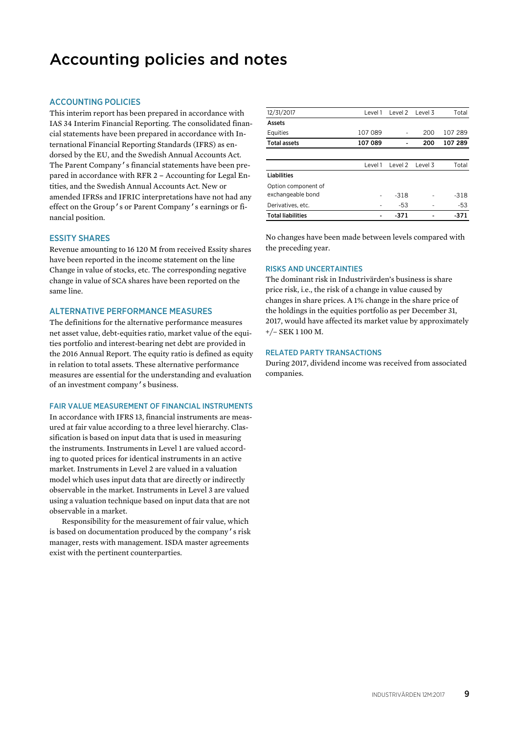# Accounting policies and notes

## ACCOUNTING POLICIES

This interim report has been prepared in accordance with IAS 34 Interim Financial Reporting. The consolidated financial statements have been prepared in accordance with International Financial Reporting Standards (IFRS) as endorsed by the EU, and the Swedish Annual Accounts Act. The Parent Company's financial statements have been prepared in accordance with RFR 2 – Accounting for Legal Entities, and the Swedish Annual Accounts Act. New or amended IFRSs and IFRIC interpretations have not had any effect on the Group's or Parent Company's earnings or financial position.

## ESSITY SHARES

Revenue amounting to 16 120 M from received Essity shares have been reported in the income statement on the line Change in value of stocks, etc. The corresponding negative change in value of SCA shares have been reported on the same line.

## ALTERNATIVE PERFORMANCE MEASURES

The definitions for the alternative performance measures net asset value, debt-equities ratio, market value of the equities portfolio and interest-bearing net debt are provided in the 2016 Annual Report. The equity ratio is defined as equity in relation to total assets. These alternative performance measures are essential for the understanding and evaluation of an investment company's business.

## FAIR VALUE MEASUREMENT OF FINANCIAL INSTRUMENTS

In accordance with IFRS 13, financial instruments are measured at fair value according to a three level hierarchy. Classification is based on input data that is used in measuring the instruments. Instruments in Level 1 are valued according to quoted prices for identical instruments in an active market. Instruments in Level 2 are valued in a valuation model which uses input data that are directly or indirectly observable in the market. Instruments in Level 3 are valued using a valuation technique based on input data that are not observable in a market.

Responsibility for the measurement of fair value, which is based on documentation produced by the company's risk manager, rests with management. ISDA master agreements exist with the pertinent counterparties.

| 12/31/2017 | Level 1 | Level 2 | Level 3 | Total |
|---|---|---|---|---|
| **Assets** | | | | |
| Equities | 107 089 | - | 200 | 107 289 |
| **Total assets** | **107 089** | **-** | **200** | **107 289** |

| | Level 1 | Level 2 | Level 3 | Total |
|---|---|---|---|---|
| **Liabilities** | | | | |
| Option component of exchangeable bond | - | -318 | - | -318 |
| Derivatives, etc. | - | -53 | - | -53 |
| **Total liabilities** | **-** | **-371** | **-** | **-371** |

No changes have been made between levels compared with the preceding year.

## RISKS AND UNCERTAINTIES

The dominant risk in Industrivärden's business is share price risk, i.e., the risk of a change in value caused by changes in share prices. A 1% change in the share price of the holdings in the equities portfolio as per December 31, 2017, would have affected its market value by approximately +/– SEK 1 100 M.

## RELATED PARTY TRANSACTIONS

During 2017, dividend income was received from associated companies.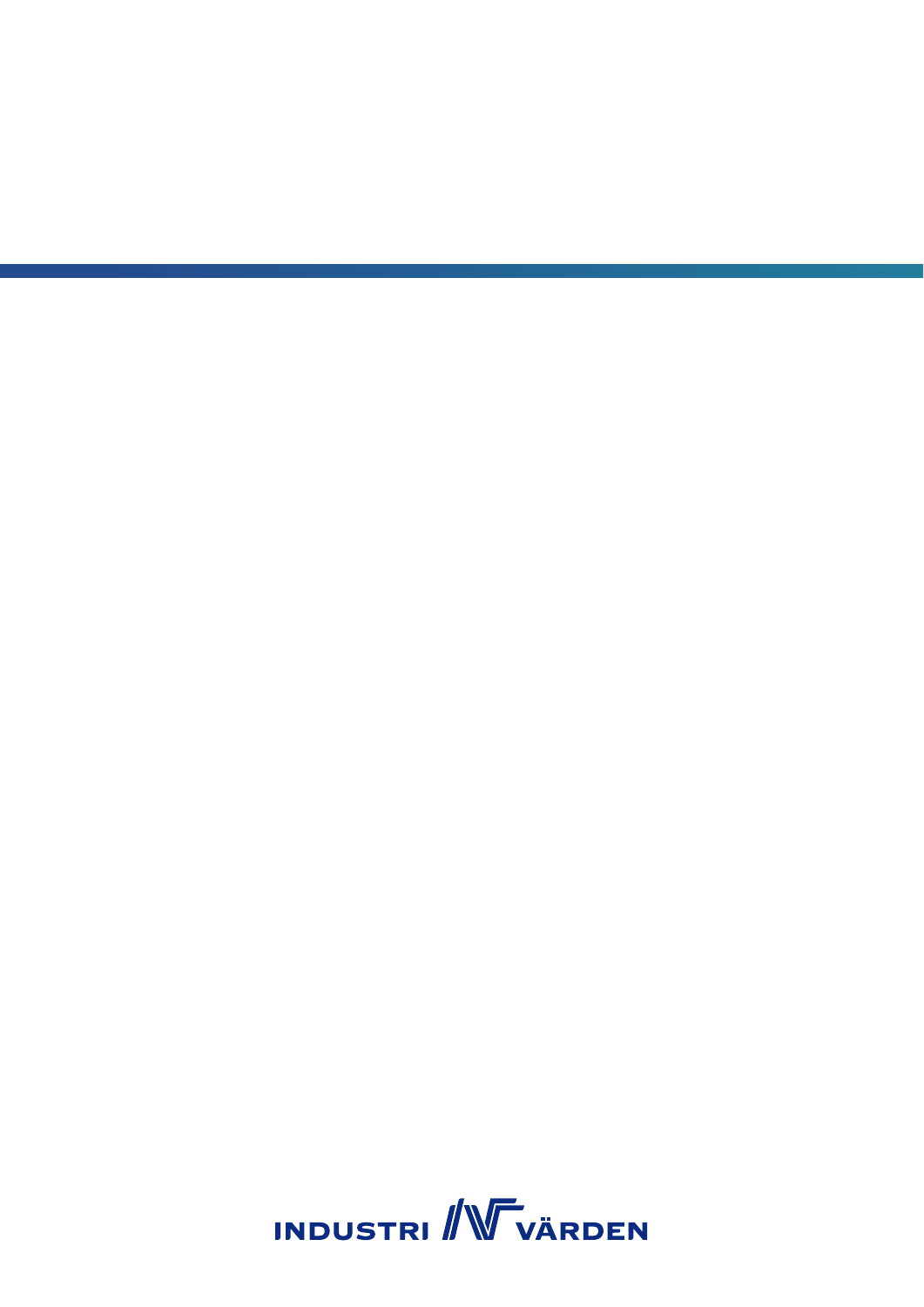INDUSTRIVÄRDEN